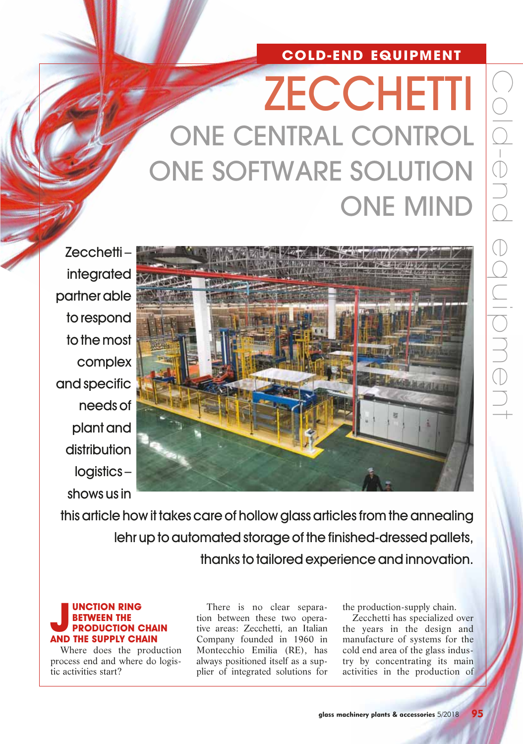COLD-END EQUIPMENT

# ZECCHETTI

## ONE CENTRAL CONTROL ONE SOFTWARE SOLUTION ONE MIND

Zecchetti – integrated partner able to respond to the most complex and specific needs of plant and distribution logistics – shows us in this article how it takes care of hollow glass articles from the annealing lehr up to automated storage of the finished-dressed pallets, thanks to tailored experience and innovation.

### JUNCTION RING BETWEEN THE PRODUCTION CHAIN AND THE SUPPLY CHAIN

Where does the production process end and where do logistic activities start?

There is no clear separation between these two operative areas: Zecchetti, an Italian Company founded in 1960 in Montecchio Emilia (RE), has always positioned itself as a supplier of integrated solutions for the production-supply chain.

Zecchetti has specialized over the years in the design and manufacture of systems for the cold end area of the glass industry by concentrating its main activities in the production of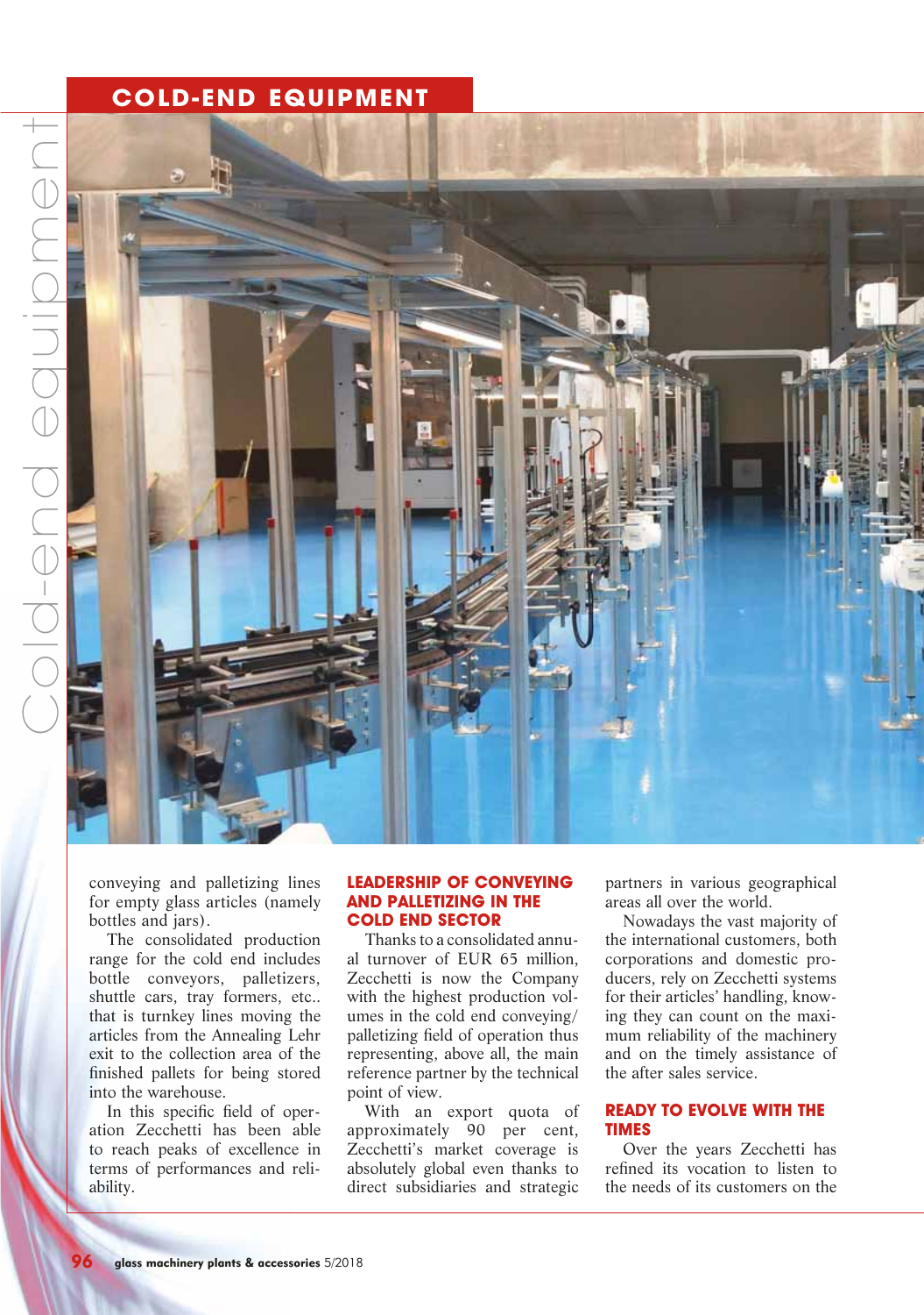conveying and palletizing lines for empty glass articles (namely bottles and jars).

The consolidated production range for the cold end includes bottle conveyors, palletizers, shuttle cars, tray formers, etc.. that is turnkey lines moving the articles from the Annealing Lehr exit to the collection area of the finished pallets for being stored into the warehouse.

In this specific field of operation Zecchetti has been able to reach peaks of excellence in terms of performances and reliability.

## LEADERSHIP OF CONVEYING AND PALLETIZING IN THE COLD END SECTOR

Thanks to a consolidated annual turnover of EUR 65 million, Zecchetti is now the Company with the highest production volumes in the cold end conveying/palletizing field of operation thus representing, above all, the main reference partner by the technical point of view.

With an export quota of approximately 90 per cent, Zecchetti's market coverage is absolutely global even thanks to direct subsidiaries and strategic partners in various geographical areas all over the world.

Nowadays the vast majority of the international customers, both corporations and domestic producers, rely on Zecchetti systems for their articles' handling, knowing they can count on the maximum reliability of the machinery and on the timely assistance of the after sales service.

## READY TO EVOLVE WITH THE TIMES

Over the years Zecchetti has refined its vocation to listen to the needs of its customers on the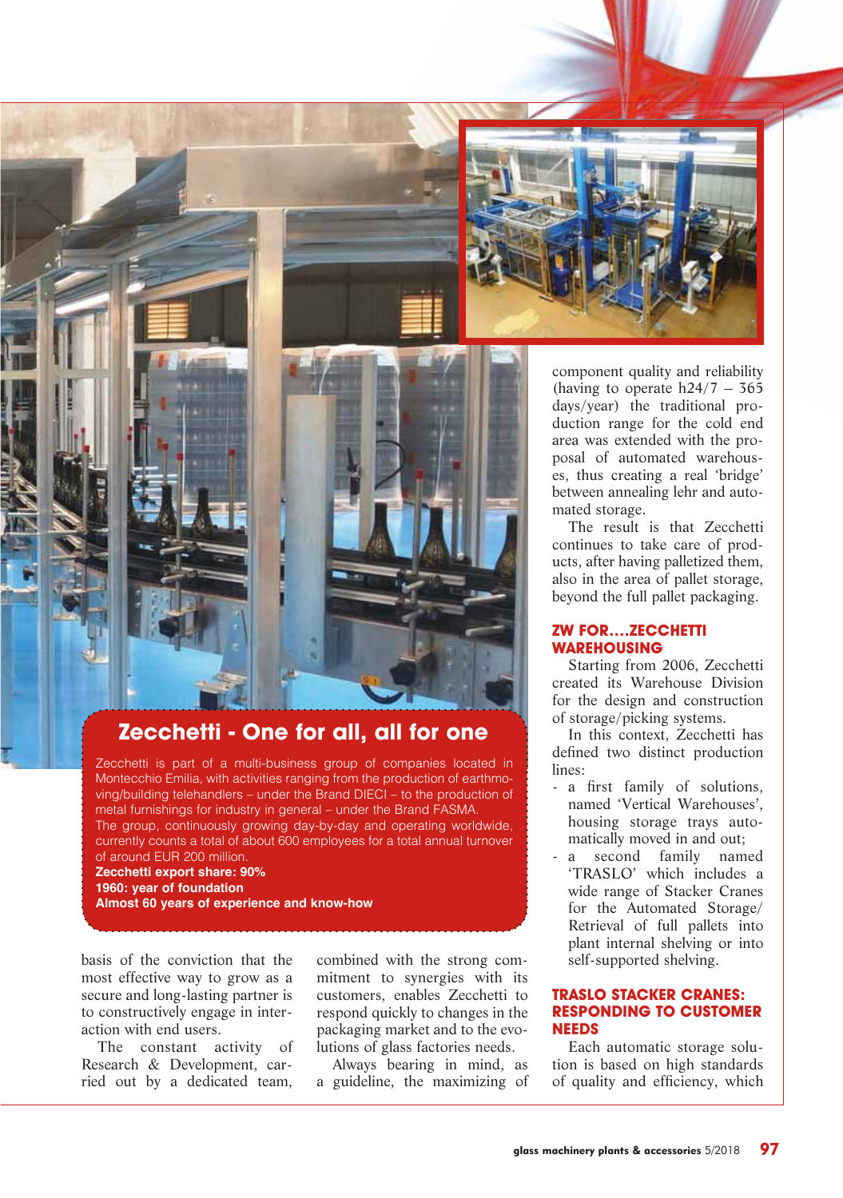## Zecchetti - One for all, all for one

Zecchetti is part of a multi-business group of companies located in Montecchio Emilia, with activities ranging from the production of earthmoving/building telehandlers – under the Brand DIECI – to the production of metal furnishings for industry in general – under the Brand FASMA.
The group, continuously growing day-by-day and operating worldwide, currently counts a total of about 600 employees for a total annual turnover of around EUR 200 million.
**Zecchetti export share: 90%**
**1960: year of foundation**
**Almost 60 years of experience and know-how**

basis of the conviction that the most effective way to grow as a secure and long-lasting partner is to constructively engage in interaction with end users.

The constant activity of Research & Development, carried out by a dedicated team, combined with the strong commitment to synergies with its customers, enables Zecchetti to respond quickly to changes in the packaging market and to the evolutions of glass factories needs.

Always bearing in mind, as a guideline, the maximizing of component quality and reliability (having to operate h24/7 – 365 days/year) the traditional production range for the cold end area was extended with the proposal of automated warehouses, thus creating a real 'bridge' between annealing lehr and automated storage.

The result is that Zecchetti continues to take care of products, after having palletized them, also in the area of pallet storage, beyond the full pallet packaging.

### ZW FOR....ZECCHETTI WAREHOUSING

Starting from 2006, Zecchetti created its Warehouse Division for the design and construction of storage/picking systems.

In this context, Zecchetti has defined two distinct production lines:

- a first family of solutions, named 'Vertical Warehouses', housing storage trays automatically moved in and out;
- a second family named 'TRASLO' which includes a wide range of Stacker Cranes for the Automated Storage/Retrieval of full pallets into plant internal shelving or into self-supported shelving.

### TRASLO STACKER CRANES: RESPONDING TO CUSTOMER NEEDS

Each automatic storage solution is based on high standards of quality and efficiency, which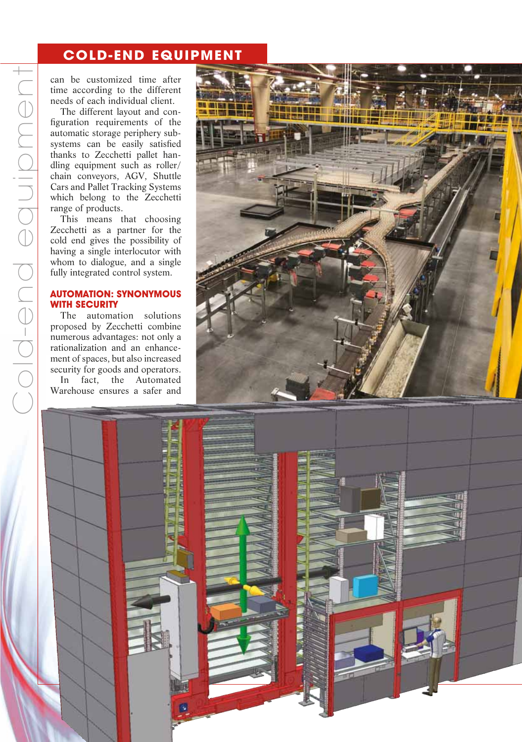can be customized time after time according to the different needs of each individual client.

The different layout and configuration requirements of the automatic storage periphery subsystems can be easily satisfied thanks to Zecchetti pallet handling equipment such as roller/chain conveyors, AGV, Shuttle Cars and Pallet Tracking Systems which belong to the Zecchetti range of products.

This means that choosing Zecchetti as a partner for the cold end gives the possibility of having a single interlocutor with whom to dialogue, and a single fully integrated control system.

## AUTOMATION: SYNONYMOUS WITH SECURITY

The automation solutions proposed by Zecchetti combine numerous advantages: not only a rationalization and an enhancement of spaces, but also increased security for goods and operators.

In fact, the Automated Warehouse ensures a safer and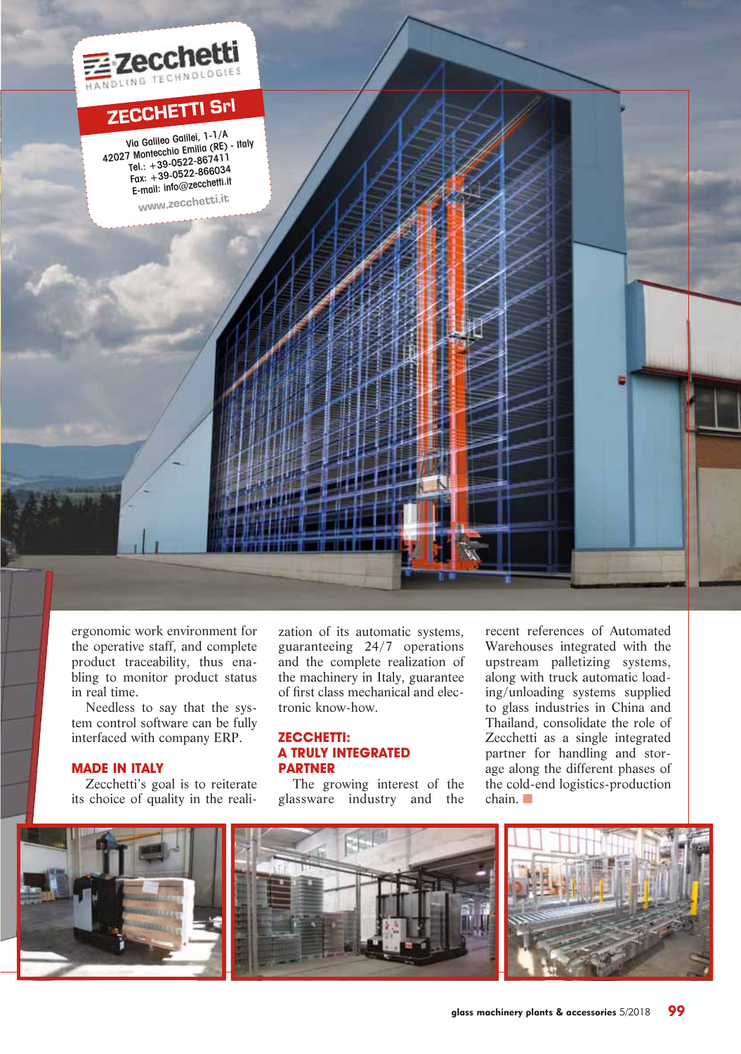**Zecchetti**
HANDLING TECHNOLOGIES

**ZECCHETTI Srl**
Via Galileo Galilei, 1-1/A
42027 Montecchio Emilia (RE) - Italy
Tel.: +39-0522-867411
Fax: +39-0522-866034
E-mail: info@zecchetti.it
www.zecchetti.it

ergonomic work environment for the operative staff, and complete product traceability, thus enabling to monitor product status in real time.

Needless to say that the system control software can be fully interfaced with company ERP.

### MADE IN ITALY

Zecchetti's goal is to reiterate its choice of quality in the realization of its automatic systems, guaranteeing 24/7 operations and the complete realization of the machinery in Italy, guarantee of first class mechanical and electronic know-how.

### ZECCHETTI: A TRULY INTEGRATED PARTNER

The growing interest of the glassware industry and the recent references of Automated Warehouses integrated with the upstream palletizing systems, along with truck automatic loading/unloading systems supplied to glass industries in China and Thailand, consolidate the role of Zecchetti as a single integrated partner for handling and storage along the different phases of the cold-end logistics-production chain. ■